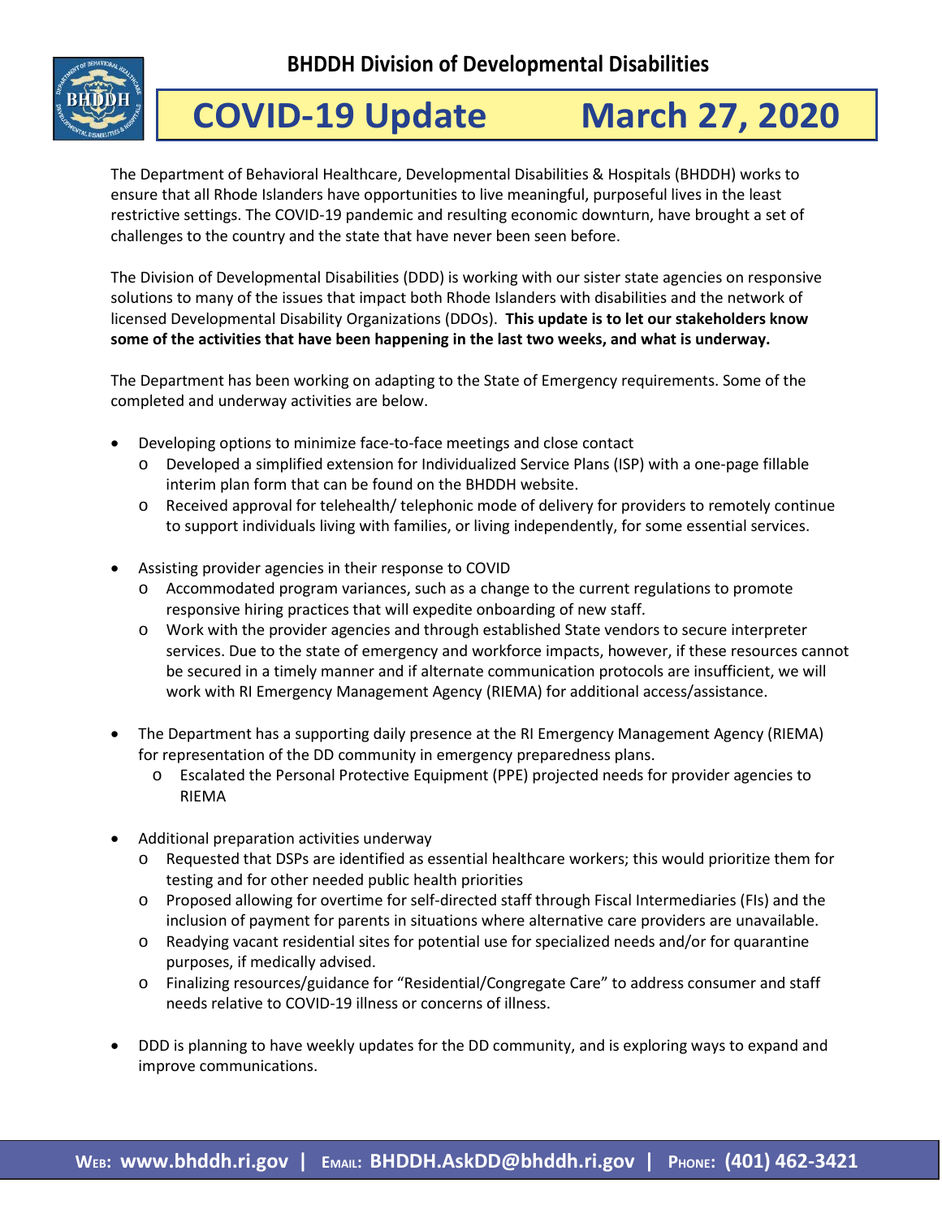**BHDDH Division of Developmental Disabilities**

# COVID-19 Update March 27, 2020

The Department of Behavioral Healthcare, Developmental Disabilities & Hospitals (BHDDH) works to ensure that all Rhode Islanders have opportunities to live meaningful, purposeful lives in the least restrictive settings. The COVID-19 pandemic and resulting economic downturn, have brought a set of challenges to the country and the state that have never been seen before.

The Division of Developmental Disabilities (DDD) is working with our sister state agencies on responsive solutions to many of the issues that impact both Rhode Islanders with disabilities and the network of licensed Developmental Disability Organizations (DDOs). **This update is to let our stakeholders know some of the activities that have been happening in the last two weeks, and what is underway.**

The Department has been working on adapting to the State of Emergency requirements. Some of the completed and underway activities are below.

- Developing options to minimize face-to-face meetings and close contact
  - Developed a simplified extension for Individualized Service Plans (ISP) with a one-page fillable interim plan form that can be found on the BHDDH website.
  - Received approval for telehealth/ telephonic mode of delivery for providers to remotely continue to support individuals living with families, or living independently, for some essential services.
- Assisting provider agencies in their response to COVID
  - Accommodated program variances, such as a change to the current regulations to promote responsive hiring practices that will expedite onboarding of new staff.
  - Work with the provider agencies and through established State vendors to secure interpreter services. Due to the state of emergency and workforce impacts, however, if these resources cannot be secured in a timely manner and if alternate communication protocols are insufficient, we will work with RI Emergency Management Agency (RIEMA) for additional access/assistance.
- The Department has a supporting daily presence at the RI Emergency Management Agency (RIEMA) for representation of the DD community in emergency preparedness plans.
  - Escalated the Personal Protective Equipment (PPE) projected needs for provider agencies to RIEMA
- Additional preparation activities underway
  - Requested that DSPs are identified as essential healthcare workers; this would prioritize them for testing and for other needed public health priorities
  - Proposed allowing for overtime for self-directed staff through Fiscal Intermediaries (FIs) and the inclusion of payment for parents in situations where alternative care providers are unavailable.
  - Readying vacant residential sites for potential use for specialized needs and/or for quarantine purposes, if medically advised.
  - Finalizing resources/guidance for "Residential/Congregate Care" to address consumer and staff needs relative to COVID-19 illness or concerns of illness.
- DDD is planning to have weekly updates for the DD community, and is exploring ways to expand and improve communications.

**WEB: www.bhddh.ri.gov | EMAIL: BHDDH.AskDD@bhddh.ri.gov | PHONE: (401) 462-3421**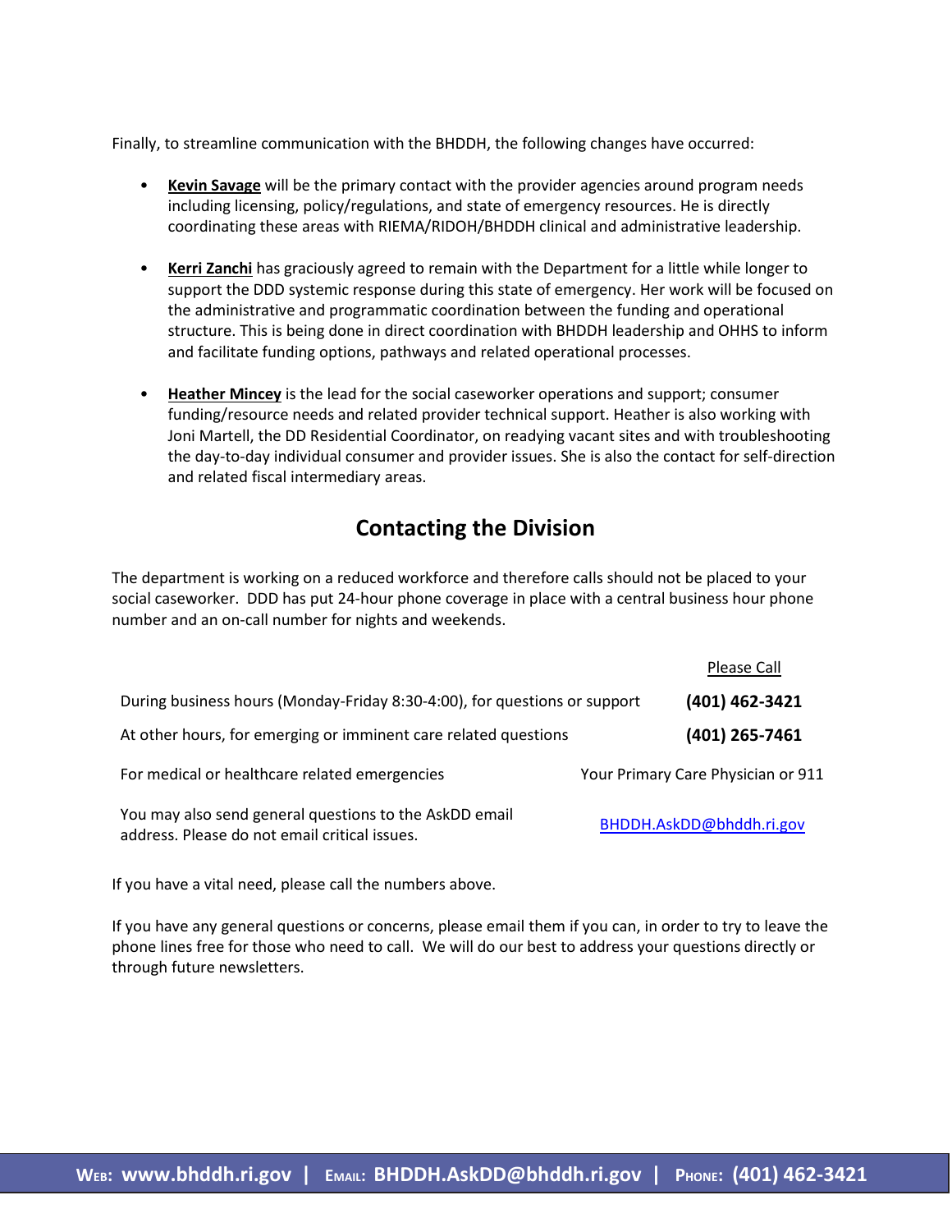Finally, to streamline communication with the BHDDH, the following changes have occurred:

- **Kevin Savage** will be the primary contact with the provider agencies around program needs including licensing, policy/regulations, and state of emergency resources. He is directly coordinating these areas with RIEMA/RIDOH/BHDDH clinical and administrative leadership.

- **Kerri Zanchi** has graciously agreed to remain with the Department for a little while longer to support the DDD systemic response during this state of emergency. Her work will be focused on the administrative and programmatic coordination between the funding and operational structure. This is being done in direct coordination with BHDDH leadership and OHHS to inform and facilitate funding options, pathways and related operational processes.

- **Heather Mincey** is the lead for the social caseworker operations and support; consumer funding/resource needs and related provider technical support. Heather is also working with Joni Martell, the DD Residential Coordinator, on readying vacant sites and with troubleshooting the day-to-day individual consumer and provider issues. She is also the contact for self-direction and related fiscal intermediary areas.

## Contacting the Division

The department is working on a reduced workforce and therefore calls should not be placed to your social caseworker. DDD has put 24-hour phone coverage in place with a central business hour phone number and an on-call number for nights and weekends.

| | Please Call |
|---|---|
| During business hours (Monday-Friday 8:30-4:00), for questions or support | **(401) 462-3421** |
| At other hours, for emerging or imminent care related questions | **(401) 265-7461** |
| For medical or healthcare related emergencies | Your Primary Care Physician or 911 |
| You may also send general questions to the AskDD email address. Please do not email critical issues. | BHDDH.AskDD@bhddh.ri.gov |

If you have a vital need, please call the numbers above.

If you have any general questions or concerns, please email them if you can, in order to try to leave the phone lines free for those who need to call. We will do our best to address your questions directly or through future newsletters.